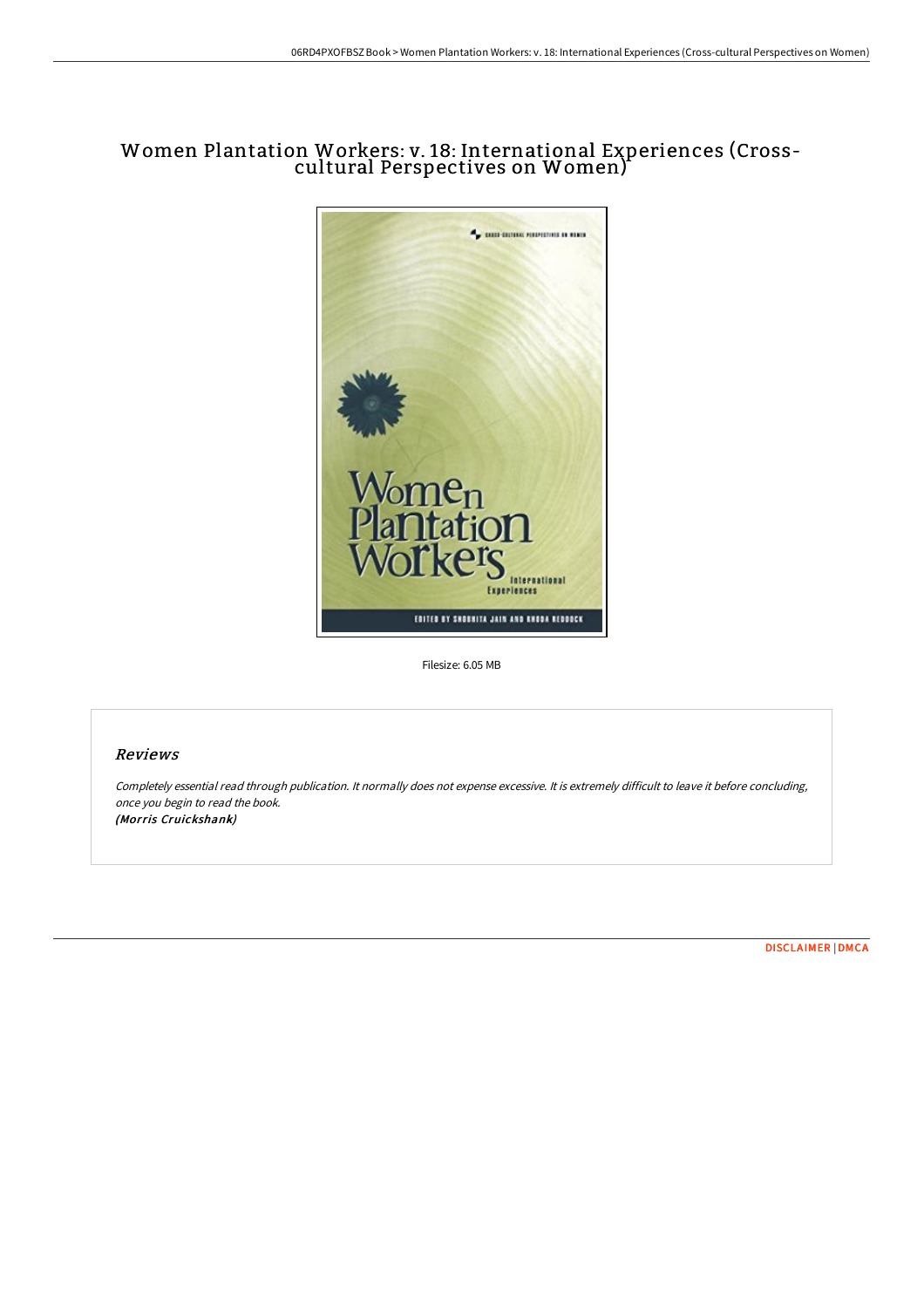# Women Plantation Workers: v. 18: International Experiences (Cross-cultural Perspectives on Women)

Filesize: 6.05 MB

## Reviews

*Completely essential read through publication. It normally does not expense excessive. It is extremely difficult to leave it before concluding, once you begin to read the book.*
***(Morris Cruickshank)***

DISCLAIMER | DMCA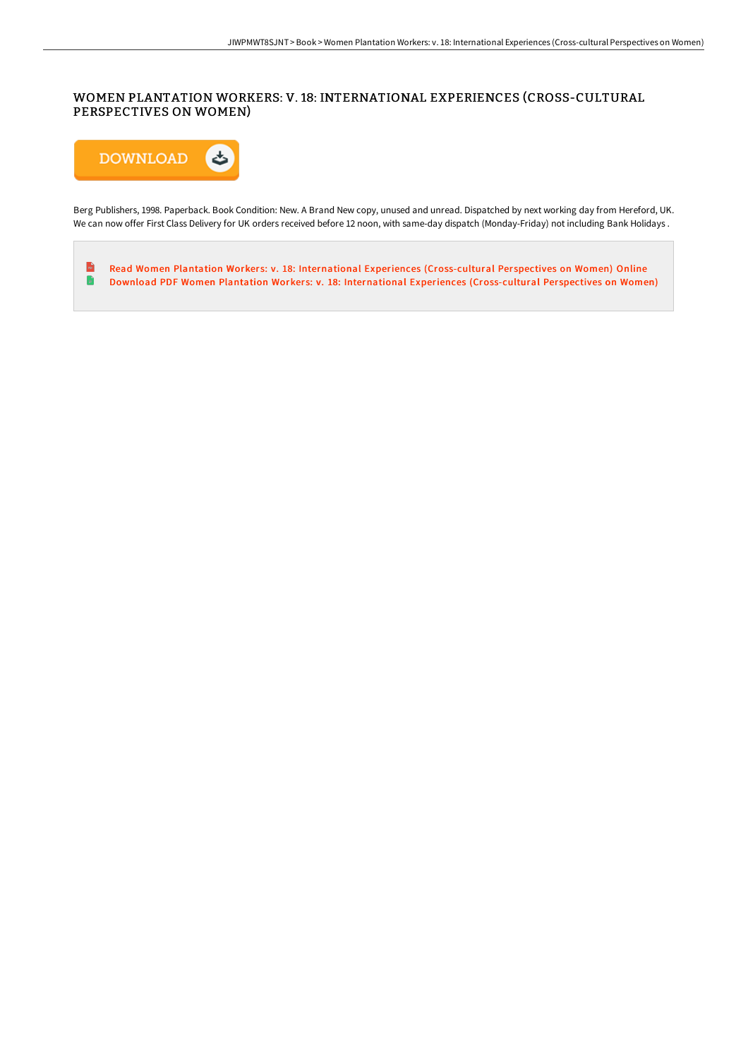# WOMEN PLANTATION WORKERS: V. 18: INTERNATIONAL EXPERIENCES (CROSS-CULTURAL PERSPECTIVES ON WOMEN)

DOWNLOAD

Berg Publishers, 1998. Paperback. Book Condition: New. A Brand New copy, unused and unread. Dispatched by next working day from Hereford, UK. We can now offer First Class Delivery for UK orders received before 12 noon, with same-day dispatch (Monday-Friday) not including Bank Holidays .

- Read Women Plantation Workers: v. 18: International Experiences (Cross-cultural Perspectives on Women) Online
- Download PDF Women Plantation Workers: v. 18: International Experiences (Cross-cultural Perspectives on Women)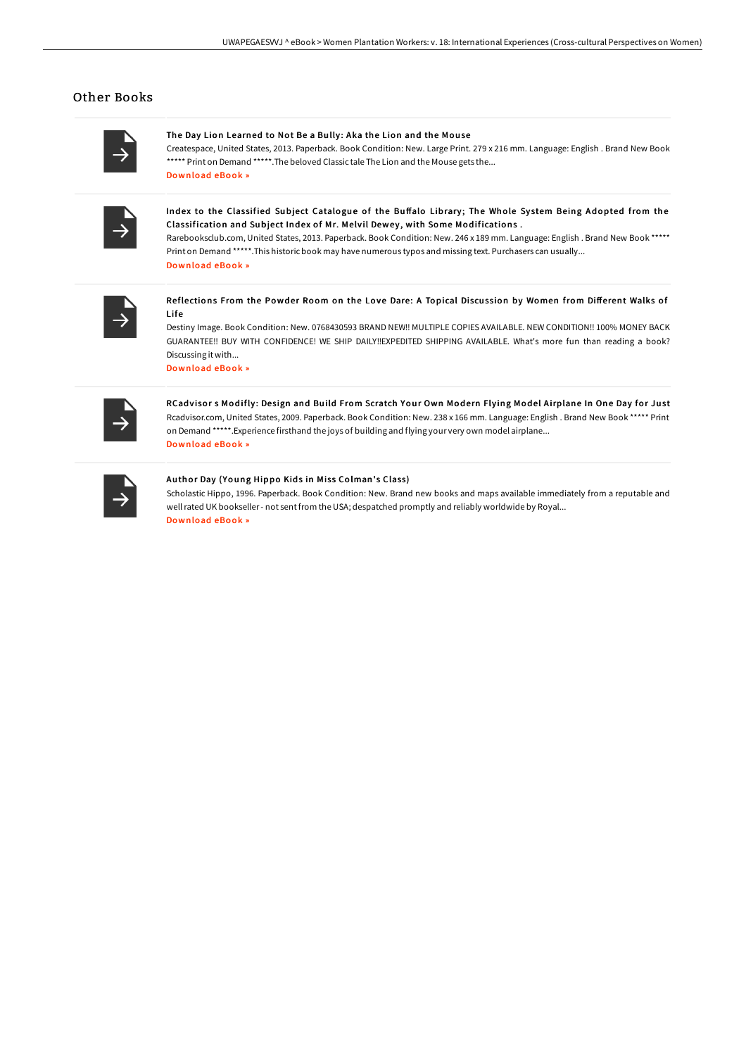## Other Books

**The Day Lion Learned to Not Be a Bully: Aka the Lion and the Mouse**

Createspace, United States, 2013. Paperback. Book Condition: New. Large Print. 279 x 216 mm. Language: English . Brand New Book ***** Print on Demand *****.The beloved Classic tale The Lion and the Mouse gets the...

Download eBook »

**Index to the Classified Subject Catalogue of the Buffalo Library; The Whole System Being Adopted from the Classification and Subject Index of Mr. Melvil Dewey, with Some Modifications .**

Rarebooksclub.com, United States, 2013. Paperback. Book Condition: New. 246 x 189 mm. Language: English . Brand New Book ***** Print on Demand *****.This historic book may have numerous typos and missing text. Purchasers can usually...

Download eBook »

**Reflections From the Powder Room on the Love Dare: A Topical Discussion by Women from Different Walks of Life**

Destiny Image. Book Condition: New. 0768430593 BRAND NEW!! MULTIPLE COPIES AVAILABLE. NEW CONDITION!! 100% MONEY BACK GUARANTEE!! BUY WITH CONFIDENCE! WE SHIP DAILY!!EXPEDITED SHIPPING AVAILABLE. What's more fun than reading a book? Discussing it with...

Download eBook »

**RCadvisor s Modifly: Design and Build From Scratch Your Own Modern Flying Model Airplane In One Day for Just**

Rcadvisor.com, United States, 2009. Paperback. Book Condition: New. 238 x 166 mm. Language: English . Brand New Book ***** Print on Demand *****.Experience firsthand the joys of building and flying your very own model airplane...

Download eBook »

**Author Day (Young Hippo Kids in Miss Colman's Class)**

Scholastic Hippo, 1996. Paperback. Book Condition: New. Brand new books and maps available immediately from a reputable and well rated UK bookseller - not sent from the USA; despatched promptly and reliably worldwide by Royal...

Download eBook »